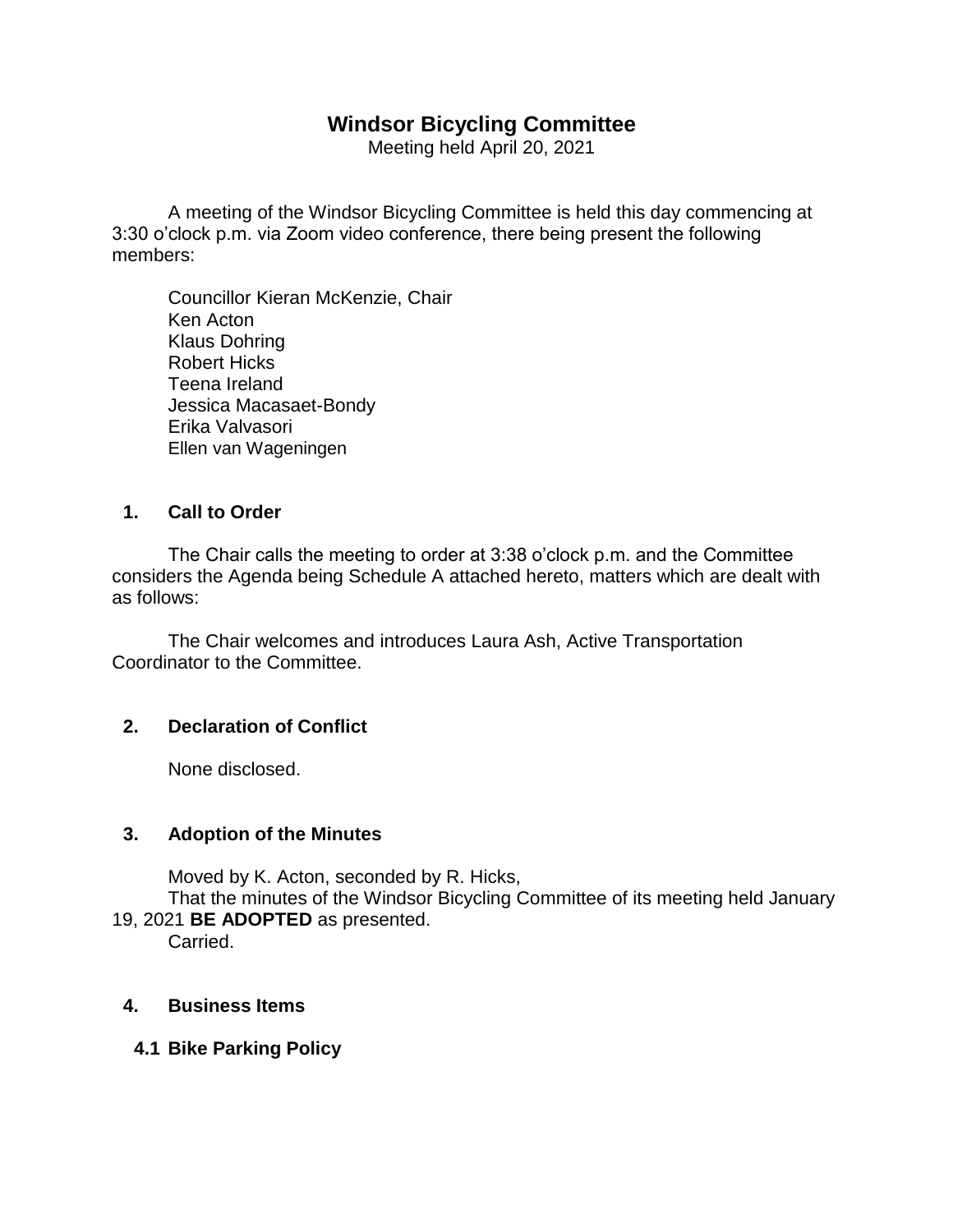# Windsor Bicycling Committee

Meeting held April 20, 2021

A meeting of the Windsor Bicycling Committee is held this day commencing at 3:30 o'clock p.m. via Zoom video conference, there being present the following members:

Councillor Kieran McKenzie, Chair  
Ken Acton  
Klaus Dohring  
Robert Hicks  
Teena Ireland  
Jessica Macasaet-Bondy  
Erika Valvasori  
Ellen van Wageningen

## 1. Call to Order

The Chair calls the meeting to order at 3:38 o'clock p.m. and the Committee considers the Agenda being Schedule A attached hereto, matters which are dealt with as follows:

The Chair welcomes and introduces Laura Ash, Active Transportation Coordinator to the Committee.

## 2. Declaration of Conflict

None disclosed.

## 3. Adoption of the Minutes

Moved by K. Acton, seconded by R. Hicks,  
That the minutes of the Windsor Bicycling Committee of its meeting held January 19, 2021 **BE ADOPTED** as presented.  
Carried.

## 4. Business Items

### 4.1 Bike Parking Policy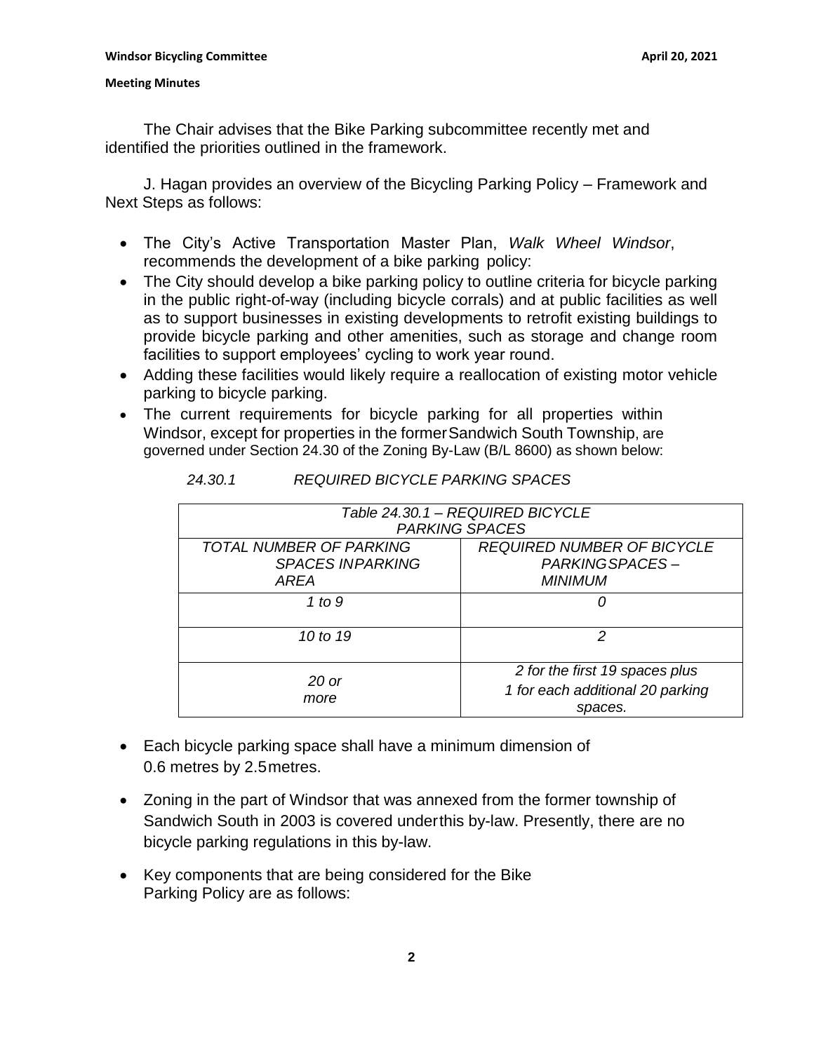The Chair advises that the Bike Parking subcommittee recently met and identified the priorities outlined in the framework.

J. Hagan provides an overview of the Bicycling Parking Policy – Framework and Next Steps as follows:

- The City's Active Transportation Master Plan, *Walk Wheel Windsor*, recommends the development of a bike parking policy:
- The City should develop a bike parking policy to outline criteria for bicycle parking in the public right-of-way (including bicycle corrals) and at public facilities as well as to support businesses in existing developments to retrofit existing buildings to provide bicycle parking and other amenities, such as storage and change room facilities to support employees' cycling to work year round.
- Adding these facilities would likely require a reallocation of existing motor vehicle parking to bicycle parking.
- The current requirements for bicycle parking for all properties within Windsor, except for properties in the former Sandwich South Township, are governed under Section 24.30 of the Zoning By-Law (B/L 8600) as shown below:

*24.30.1 REQUIRED BICYCLE PARKING SPACES*

| *Table 24.30.1 – REQUIRED BICYCLE PARKING SPACES* | |
|---|---|
| *TOTAL NUMBER OF PARKING SPACES IN PARKING AREA* | *REQUIRED NUMBER OF BICYCLE PARKING SPACES – MINIMUM* |
| *1 to 9* | *0* |
| *10 to 19* | *2* |
| *20 or more* | *2 for the first 19 spaces plus 1 for each additional 20 parking spaces.* |

- Each bicycle parking space shall have a minimum dimension of 0.6 metres by 2.5 metres.
- Zoning in the part of Windsor that was annexed from the former township of Sandwich South in 2003 is covered under this by-law. Presently, there are no bicycle parking regulations in this by-law.
- Key components that are being considered for the Bike Parking Policy are as follows: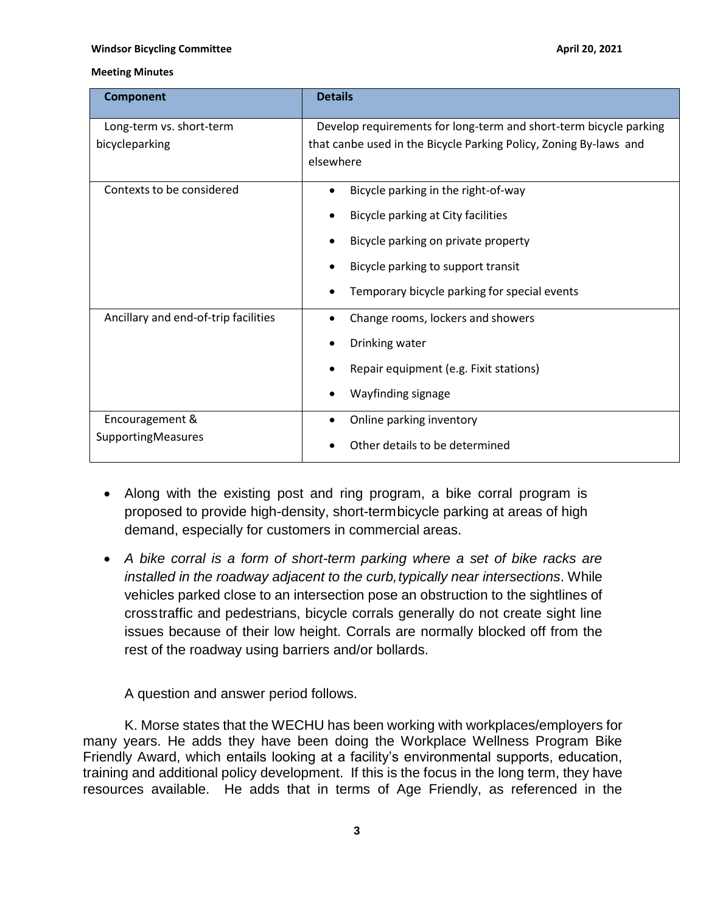| Component | Details |
|---|---|
| Long-term vs. short-term bicycleparking | Develop requirements for long-term and short-term bicycle parking that canbe used in the Bicycle Parking Policy, Zoning By-laws and elsewhere |
| Contexts to be considered | • Bicycle parking in the right-of-way<br>• Bicycle parking at City facilities<br>• Bicycle parking on private property<br>• Bicycle parking to support transit<br>• Temporary bicycle parking for special events |
| Ancillary and end-of-trip facilities | • Change rooms, lockers and showers<br>• Drinking water<br>• Repair equipment (e.g. Fixit stations)<br>• Wayfinding signage |
| Encouragement & SupportingMeasures | • Online parking inventory<br>• Other details to be determined |

- Along with the existing post and ring program, a bike corral program is proposed to provide high-density, short-termbicycle parking at areas of high demand, especially for customers in commercial areas.
- *A bike corral is a form of short-term parking where a set of bike racks are installed in the roadway adjacent to the curb, typically near intersections*. While vehicles parked close to an intersection pose an obstruction to the sightlines of crosstraffic and pedestrians, bicycle corrals generally do not create sight line issues because of their low height. Corrals are normally blocked off from the rest of the roadway using barriers and/or bollards.

A question and answer period follows.

K. Morse states that the WECHU has been working with workplaces/employers for many years. He adds they have been doing the Workplace Wellness Program Bike Friendly Award, which entails looking at a facility's environmental supports, education, training and additional policy development. If this is the focus in the long term, they have resources available. He adds that in terms of Age Friendly, as referenced in the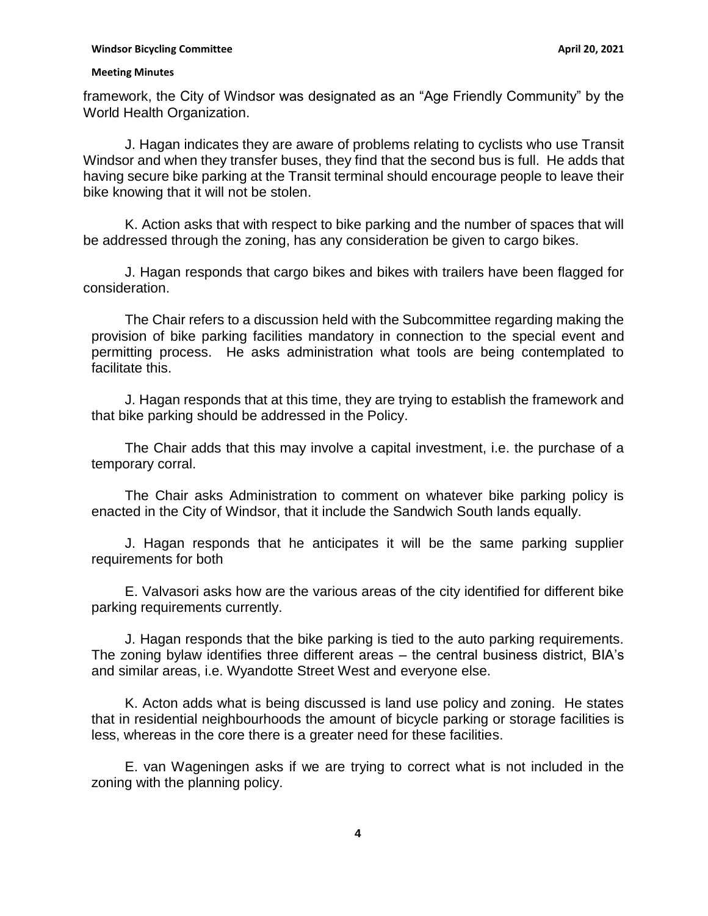framework, the City of Windsor was designated as an "Age Friendly Community" by the World Health Organization.

J. Hagan indicates they are aware of problems relating to cyclists who use Transit Windsor and when they transfer buses, they find that the second bus is full. He adds that having secure bike parking at the Transit terminal should encourage people to leave their bike knowing that it will not be stolen.

K. Action asks that with respect to bike parking and the number of spaces that will be addressed through the zoning, has any consideration be given to cargo bikes.

J. Hagan responds that cargo bikes and bikes with trailers have been flagged for consideration.

The Chair refers to a discussion held with the Subcommittee regarding making the provision of bike parking facilities mandatory in connection to the special event and permitting process. He asks administration what tools are being contemplated to facilitate this.

J. Hagan responds that at this time, they are trying to establish the framework and that bike parking should be addressed in the Policy.

The Chair adds that this may involve a capital investment, i.e. the purchase of a temporary corral.

The Chair asks Administration to comment on whatever bike parking policy is enacted in the City of Windsor, that it include the Sandwich South lands equally.

J. Hagan responds that he anticipates it will be the same parking supplier requirements for both

E. Valvasori asks how are the various areas of the city identified for different bike parking requirements currently.

J. Hagan responds that the bike parking is tied to the auto parking requirements. The zoning bylaw identifies three different areas – the central business district, BIA's and similar areas, i.e. Wyandotte Street West and everyone else.

K. Acton adds what is being discussed is land use policy and zoning. He states that in residential neighbourhoods the amount of bicycle parking or storage facilities is less, whereas in the core there is a greater need for these facilities.

E. van Wageningen asks if we are trying to correct what is not included in the zoning with the planning policy.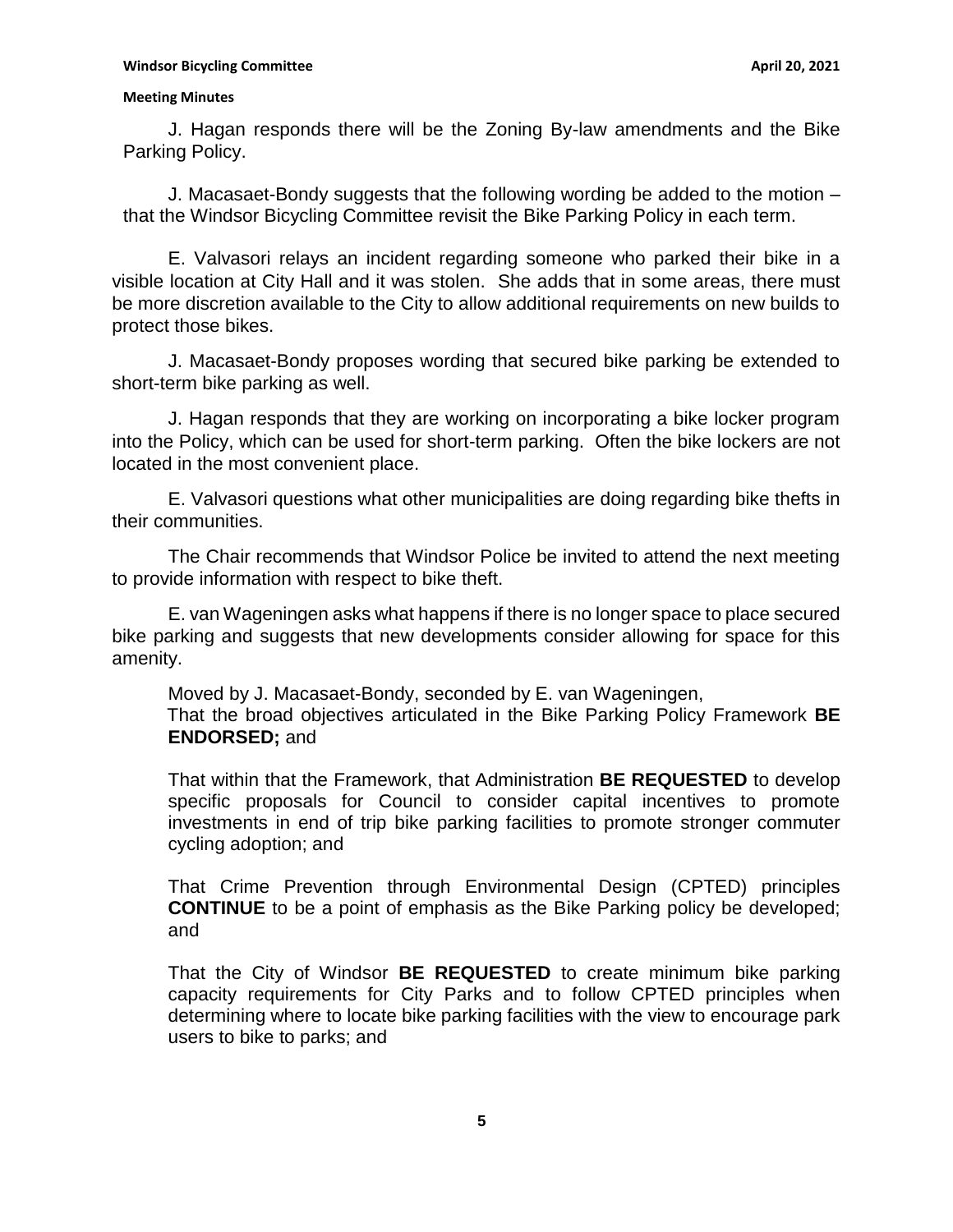J. Hagan responds there will be the Zoning By-law amendments and the Bike Parking Policy.

J. Macasaet-Bondy suggests that the following wording be added to the motion – that the Windsor Bicycling Committee revisit the Bike Parking Policy in each term.

E. Valvasori relays an incident regarding someone who parked their bike in a visible location at City Hall and it was stolen. She adds that in some areas, there must be more discretion available to the City to allow additional requirements on new builds to protect those bikes.

J. Macasaet-Bondy proposes wording that secured bike parking be extended to short-term bike parking as well.

J. Hagan responds that they are working on incorporating a bike locker program into the Policy, which can be used for short-term parking. Often the bike lockers are not located in the most convenient place.

E. Valvasori questions what other municipalities are doing regarding bike thefts in their communities.

The Chair recommends that Windsor Police be invited to attend the next meeting to provide information with respect to bike theft.

E. van Wageningen asks what happens if there is no longer space to place secured bike parking and suggests that new developments consider allowing for space for this amenity.

Moved by J. Macasaet-Bondy, seconded by E. van Wageningen,
That the broad objectives articulated in the Bike Parking Policy Framework **BE ENDORSED;** and

That within that the Framework, that Administration **BE REQUESTED** to develop specific proposals for Council to consider capital incentives to promote investments in end of trip bike parking facilities to promote stronger commuter cycling adoption; and

That Crime Prevention through Environmental Design (CPTED) principles **CONTINUE** to be a point of emphasis as the Bike Parking policy be developed; and

That the City of Windsor **BE REQUESTED** to create minimum bike parking capacity requirements for City Parks and to follow CPTED principles when determining where to locate bike parking facilities with the view to encourage park users to bike to parks; and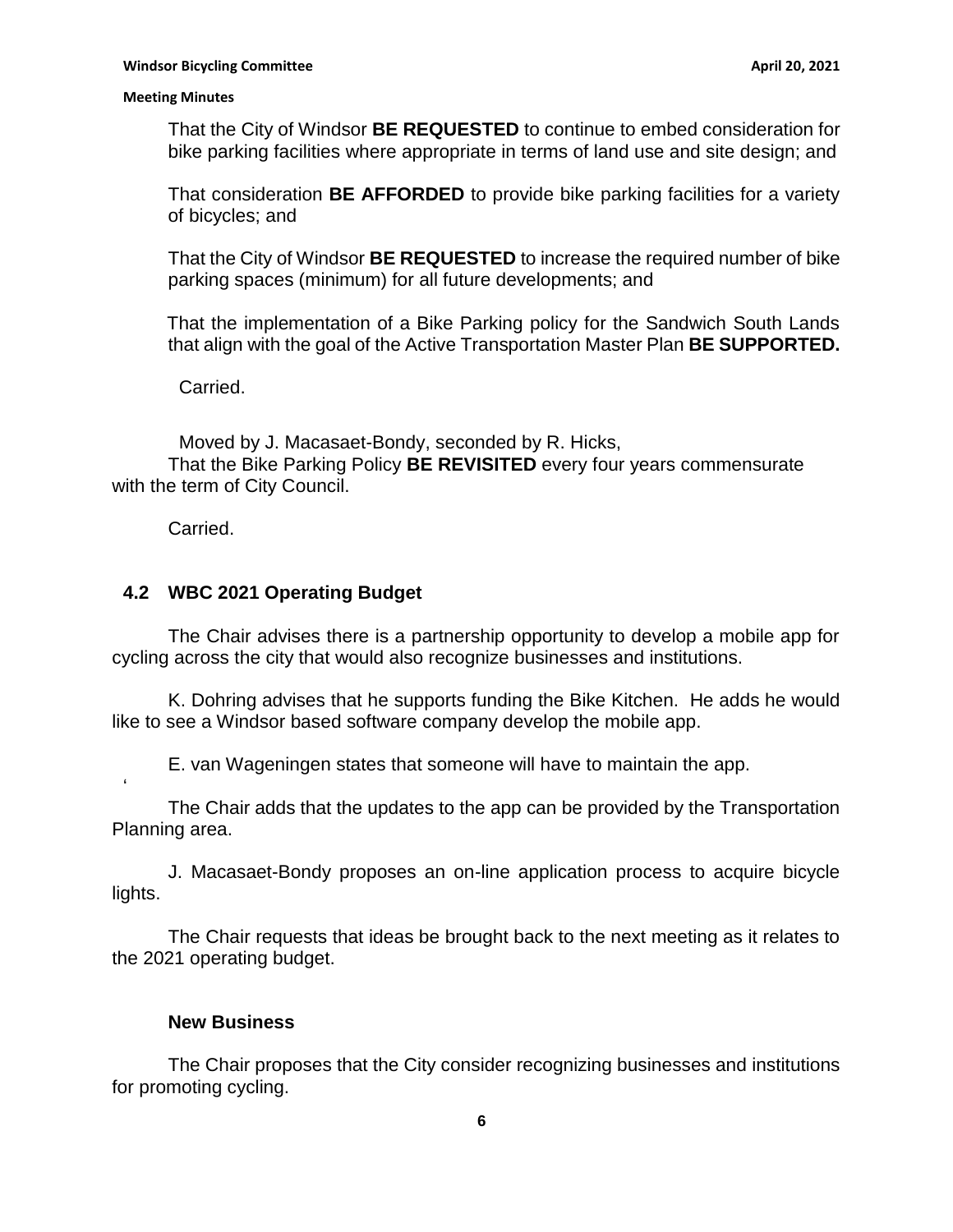That the City of Windsor **BE REQUESTED** to continue to embed consideration for bike parking facilities where appropriate in terms of land use and site design; and

That consideration **BE AFFORDED** to provide bike parking facilities for a variety of bicycles; and

That the City of Windsor **BE REQUESTED** to increase the required number of bike parking spaces (minimum) for all future developments; and

That the implementation of a Bike Parking policy for the Sandwich South Lands that align with the goal of the Active Transportation Master Plan **BE SUPPORTED.**

Carried.

Moved by J. Macasaet-Bondy, seconded by R. Hicks,
That the Bike Parking Policy **BE REVISITED** every four years commensurate with the term of City Council.

Carried.

## 4.2 WBC 2021 Operating Budget

The Chair advises there is a partnership opportunity to develop a mobile app for cycling across the city that would also recognize businesses and institutions.

K. Dohring advises that he supports funding the Bike Kitchen. He adds he would like to see a Windsor based software company develop the mobile app.

E. van Wageningen states that someone will have to maintain the app.

The Chair adds that the updates to the app can be provided by the Transportation Planning area.

J. Macasaet-Bondy proposes an on-line application process to acquire bicycle lights.

The Chair requests that ideas be brought back to the next meeting as it relates to the 2021 operating budget.

### New Business

The Chair proposes that the City consider recognizing businesses and institutions for promoting cycling.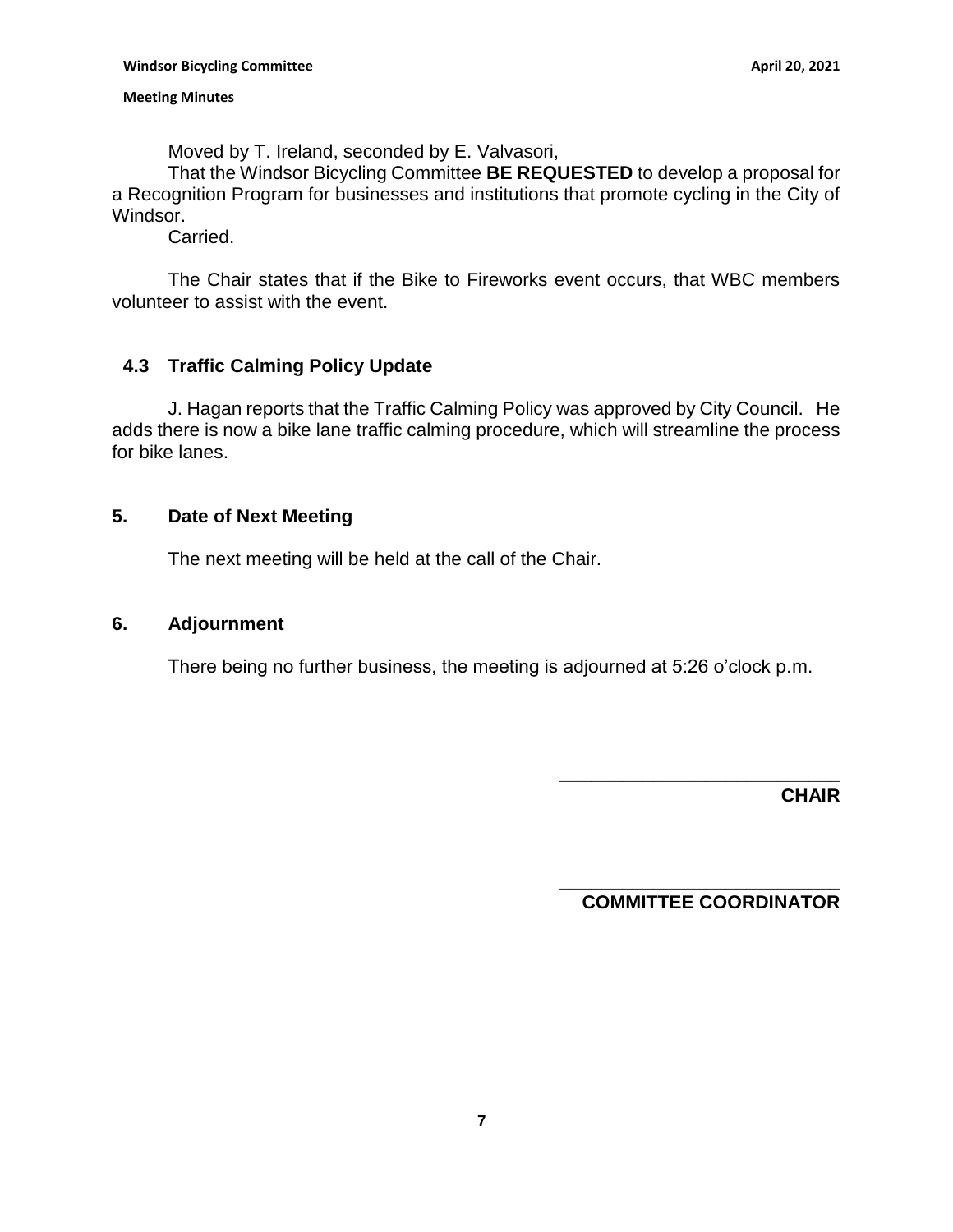Moved by T. Ireland, seconded by E. Valvasori,

That the Windsor Bicycling Committee **BE REQUESTED** to develop a proposal for a Recognition Program for businesses and institutions that promote cycling in the City of Windsor.

Carried.

The Chair states that if the Bike to Fireworks event occurs, that WBC members volunteer to assist with the event.

### 4.3 Traffic Calming Policy Update

J. Hagan reports that the Traffic Calming Policy was approved by City Council. He adds there is now a bike lane traffic calming procedure, which will streamline the process for bike lanes.

## 5. Date of Next Meeting

The next meeting will be held at the call of the Chair.

## 6. Adjournment

There being no further business, the meeting is adjourned at 5:26 o'clock p.m.

\_\_\_\_\_\_\_\_\_\_\_\_\_\_\_\_\_\_\_\_\_\_\_\_\_\_\_\_

**CHAIR**

\_\_\_\_\_\_\_\_\_\_\_\_\_\_\_\_\_\_\_\_\_\_\_\_\_\_\_\_

**COMMITTEE COORDINATOR**